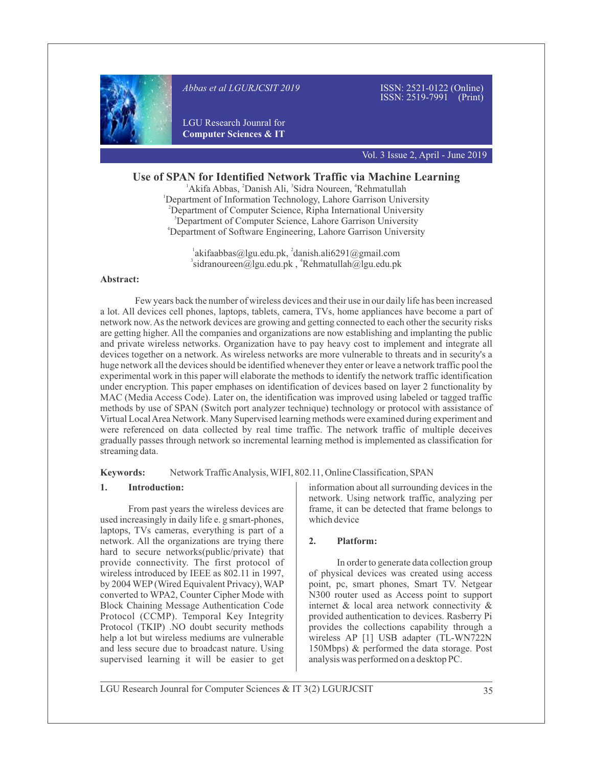# Use of SPAN for Identified Network Traffic via Machine Learning

[1]Akifa Abbas, [2]Danish Ali, [3]Sidra Noureen, [4]Rehmatullah

[1]Department of Information Technology, Lahore Garrison University
[2]Department of Computer Science, Ripha International University
[3]Department of Computer Science, Lahore Garrison University
[4]Department of Software Engineering, Lahore Garrison University

[1]akifaabbas@lgu.edu.pk, [2]danish.ali6291@gmail.com
[3]sidranoureen@lgu.edu.pk , [4]Rehmatullah@lgu.edu.pk

**Abstract:**

Few years back the number of wireless devices and their use in our daily life has been increased a lot. All devices cell phones, laptops, tablets, camera, TVs, home appliances have become a part of network now. As the network devices are growing and getting connected to each other the security risks are getting higher. All the companies and organizations are now establishing and implanting the public and private wireless networks. Organization have to pay heavy cost to implement and integrate all devices together on a network. As wireless networks are more vulnerable to threats and in security's a huge network all the devices should be identified whenever they enter or leave a network traffic pool the experimental work in this paper will elaborate the methods to identify the network traffic identification under encryption. This paper emphases on identification of devices based on layer 2 functionality by MAC (Media Access Code). Later on, the identification was improved using labeled or tagged traffic methods by use of SPAN (Switch port analyzer technique) technology or protocol with assistance of Virtual Local Area Network. Many Supervised learning methods were examined during experiment and were referenced on data collected by real time traffic. The network traffic of multiple deceives gradually passes through network so incremental learning method is implemented as classification for streaming data.

**Keywords:** Network Traffic Analysis, WIFI, 802.11, Online Classification, SPAN

## 1. Introduction:

From past years the wireless devices are used increasingly in daily life e. g smart-phones, laptops, TVs cameras, everything is part of a network. All the organizations are trying there hard to secure networks(public/private) that provide connectivity. The first protocol of wireless introduced by IEEE as 802.11 in 1997, by 2004 WEP (Wired Equivalent Privacy), WAP converted to WPA2, Counter Cipher Mode with Block Chaining Message Authentication Code Protocol (CCMP). Temporal Key Integrity Protocol (TKIP) .NO doubt security methods help a lot but wireless mediums are vulnerable and less secure due to broadcast nature. Using supervised learning it will be easier to get information about all surrounding devices in the network. Using network traffic, analyzing per frame, it can be detected that frame belongs to which device

## 2. Platform:

In order to generate data collection group of physical devices was created using access point, pc, smart phones, Smart TV. Netgear N300 router used as Access point to support internet & local area network connectivity & provided authentication to devices. Rasberry Pi provides the collections capability through a wireless AP [1] USB adapter (TL-WN722N 150Mbps) & performed the data storage. Post analysis was performed on a desktop PC.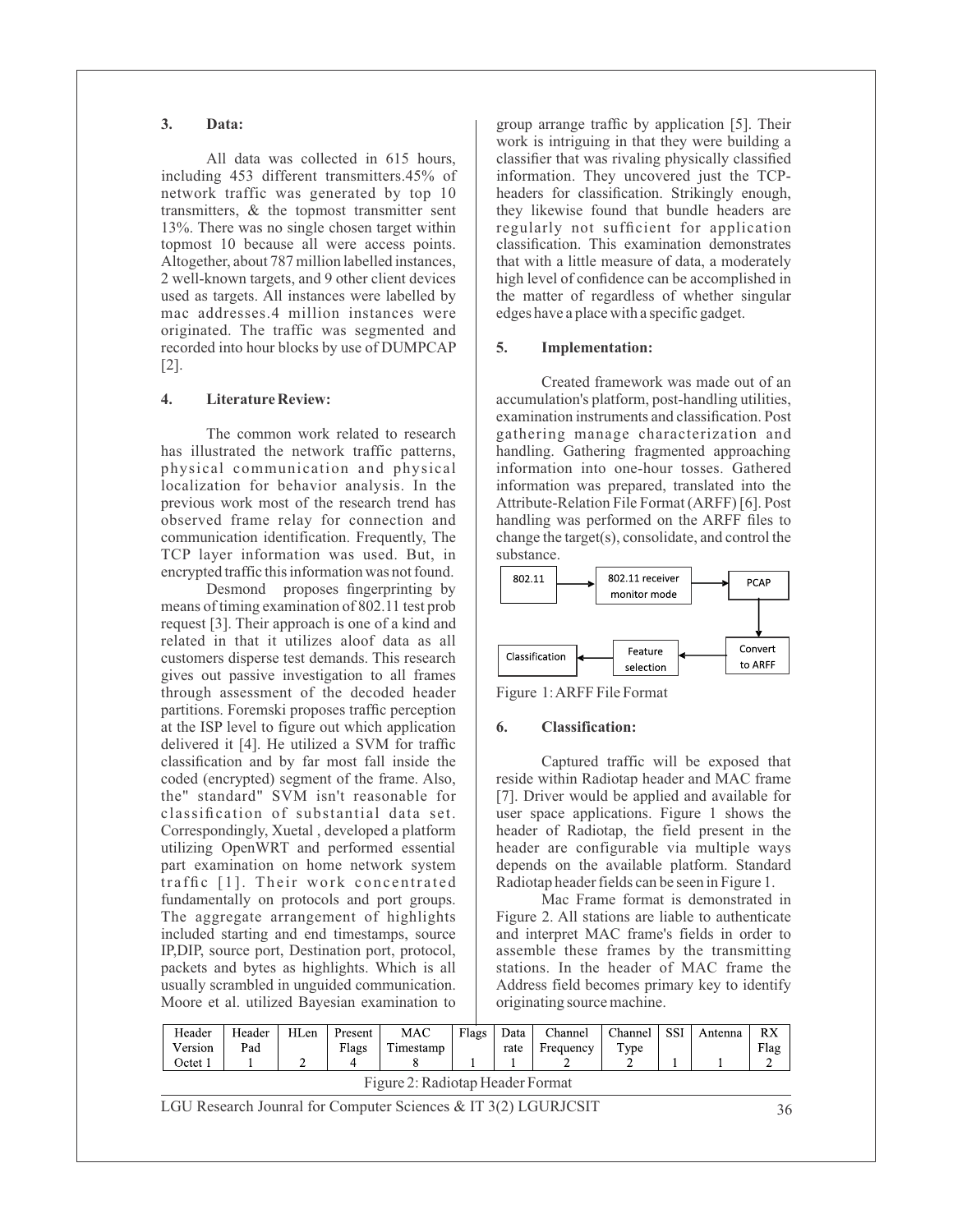## 3. Data:

All data was collected in 615 hours, including 453 different transmitters.45% of network traffic was generated by top 10 transmitters, & the topmost transmitter sent 13%. There was no single chosen target within topmost 10 because all were access points. Altogether, about 787 million labelled instances, 2 well-known targets, and 9 other client devices used as targets. All instances were labelled by mac addresses.4 million instances were originated. The traffic was segmented and recorded into hour blocks by use of DUMPCAP [2].

## 4. Literature Review:

The common work related to research has illustrated the network traffic patterns, physical communication and physical localization for behavior analysis. In the previous work most of the research trend has observed frame relay for connection and communication identification. Frequently, The TCP layer information was used. But, in encrypted traffic this information was not found.

Desmond proposes fingerprinting by means of timing examination of 802.11 test prob request [3]. Their approach is one of a kind and related in that it utilizes aloof data as all customers disperse test demands. This research gives out passive investigation to all frames through assessment of the decoded header partitions. Foremski proposes traffic perception at the ISP level to figure out which application delivered it [4]. He utilized a SVM for traffic classification and by far most fall inside the coded (encrypted) segment of the frame. Also, the" standard" SVM isn't reasonable for classification of substantial data set. Correspondingly, Xuetal , developed a platform utilizing OpenWRT and performed essential part examination on home network system traffic [1]. Their work concentrated fundamentally on protocols and port groups. The aggregate arrangement of highlights included starting and end timestamps, source IP,DIP, source port, Destination port, protocol, packets and bytes as highlights. Which is all usually scrambled in unguided communication. Moore et al. utilized Bayesian examination to group arrange traffic by application [5]. Their work is intriguing in that they were building a classifier that was rivaling physically classified information. They uncovered just the TCP-headers for classification. Strikingly enough, they likewise found that bundle headers are regularly not sufficient for application classification. This examination demonstrates that with a little measure of data, a moderately high level of confidence can be accomplished in the matter of regardless of whether singular edges have a place with a specific gadget.

## 5. Implementation:

Created framework was made out of an accumulation's platform, post-handling utilities, examination instruments and classification. Post gathering manage characterization and handling. Gathering fragmented approaching information into one-hour tosses. Gathered information was prepared, translated into the Attribute-Relation File Format (ARFF) [6]. Post handling was performed on the ARFF files to change the target(s), consolidate, and control the substance.

802.11 → 802.11 receiver monitor mode → PCAP → Convert to ARFF → Feature selection → Classification

Figure 1: ARFF File Format

## 6. Classification:

Captured traffic will be exposed that reside within Radiotap header and MAC frame [7]. Driver would be applied and available for user space applications. Figure 1 shows the header of Radiotap, the field present in the header are configurable via multiple ways depends on the available platform. Standard Radiotap header fields can be seen in Figure 1.

Mac Frame format is demonstrated in Figure 2. All stations are liable to authenticate and interpret MAC frame's fields in order to assemble these frames by the transmitting stations. In the header of MAC frame the Address field becomes primary key to identify originating source machine.

| Header Version | Header Pad | HLen | Present Flags | MAC Timestamp | Flags | Data rate | Channel Frequency | Channel Type | SSI | Antenna | RX Flag |
|---|---|---|---|---|---|---|---|---|---|---|---|
| Octet 1 | 1 | 2 | 4 | 8 | 1 | 1 | 2 | 2 | 1 | 1 | 2 |

Figure 2: Radiotap Header Format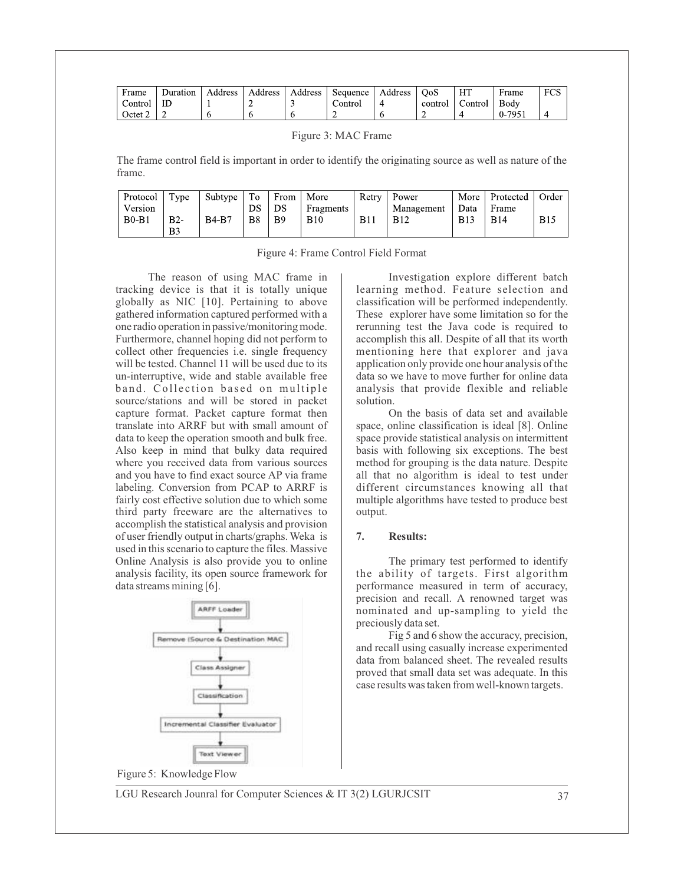| Frame Control | Duration ID | Address 1 | Address 2 | Address 3 | Sequence Control | Address 4 | QoS control | HT Control | Frame Body | FCS |
|---|---|---|---|---|---|---|---|---|---|---|
| Octet 2 | 2 | 6 | 6 | 6 | 2 | 6 | 2 | 4 | 0-7951 | 4 |

Figure 3: MAC Frame

The frame control field is important in order to identify the originating source as well as nature of the frame.

| Protocol Version | Type | Subtype | To DS | From DS | More Fragments | Retry | Power Management | More Data | Protected Frame | Order |
|---|---|---|---|---|---|---|---|---|---|---|
| B0-B1 | B2-B3 | B4-B7 | B8 | B9 | B10 | B11 | B12 | B13 | B14 | B15 |

Figure 4: Frame Control Field Format

The reason of using MAC frame in tracking device is that it is totally unique globally as NIC [10]. Pertaining to above gathered information captured performed with a one radio operation in passive/monitoring mode. Furthermore, channel hoping did not perform to collect other frequencies i.e. single frequency will be tested. Channel 11 will be used due to its un-interruptive, wide and stable available free band. Collection based on multiple source/stations and will be stored in packet capture format. Packet capture format then translate into ARRF but with small amount of data to keep the operation smooth and bulk free. Also keep in mind that bulky data required where you received data from various sources and you have to find exact source AP via frame labeling. Conversion from PCAP to ARRF is fairly cost effective solution due to which some third party freeware are the alternatives to accomplish the statistical analysis and provision of user friendly output in charts/graphs. Weka is used in this scenario to capture the files. Massive Online Analysis is also provide you to online analysis facility, its open source framework for data streams mining [6].

ARFF Loader → Remove (Source & Destination MAC → Class Assigner → Classification → Incremental Classifier Evaluator → Text Viewer

Figure 5: Knowledge Flow

Investigation explore different batch learning method. Feature selection and classification will be performed independently. These explorer have some limitation so for the rerunning test the Java code is required to accomplish this all. Despite of all that its worth mentioning here that explorer and java application only provide one hour analysis of the data so we have to move further for online data analysis that provide flexible and reliable solution.

On the basis of data set and available space, online classification is ideal [8]. Online space provide statistical analysis on intermittent basis with following six exceptions. The best method for grouping is the data nature. Despite all that no algorithm is ideal to test under different circumstances knowing all that multiple algorithms have tested to produce best output.

## 7. Results:

The primary test performed to identify the ability of targets. First algorithm performance measured in term of accuracy, precision and recall. A renowned target was nominated and up-sampling to yield the preciously data set.

Fig 5 and 6 show the accuracy, precision, and recall using casually increase experimented data from balanced sheet. The revealed results proved that small data set was adequate. In this case results was taken from well-known targets.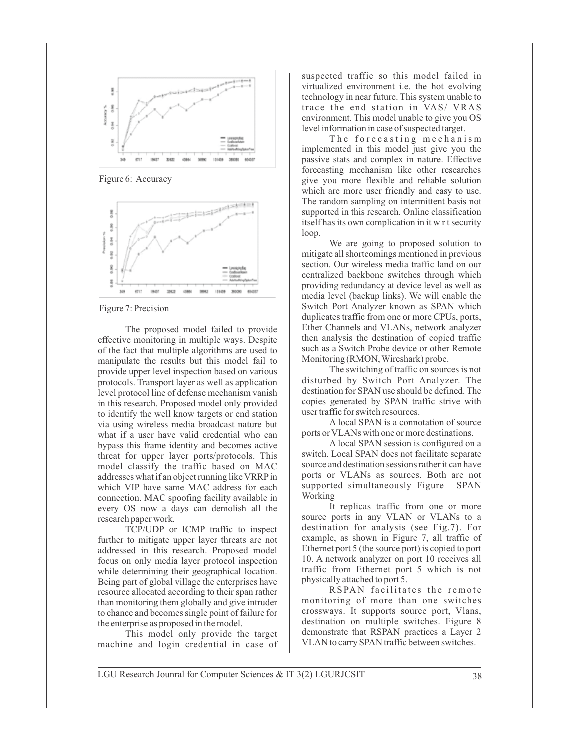Figure 6: Accuracy

Figure 7: Precision

The proposed model failed to provide effective monitoring in multiple ways. Despite of the fact that multiple algorithms are used to manipulate the results but this model fail to provide upper level inspection based on various protocols. Transport layer as well as application level protocol line of defense mechanism vanish in this research. Proposed model only provided to identify the well know targets or end station via using wireless media broadcast nature but what if a user have valid credential who can bypass this frame identity and becomes active threat for upper layer ports/protocols. This model classify the traffic based on MAC addresses what if an object running like VRRP in which VIP have same MAC address for each connection. MAC spoofing facility available in every OS now a days can demolish all the research paper work.

TCP/UDP or ICMP traffic to inspect further to mitigate upper layer threats are not addressed in this research. Proposed model focus on only media layer protocol inspection while determining their geographical location. Being part of global village the enterprises have resource allocated according to their span rather than monitoring them globally and give intruder to chance and becomes single point of failure for the enterprise as proposed in the model.

This model only provide the target machine and login credential in case of suspected traffic so this model failed in virtualized environment i.e. the hot evolving technology in near future. This system unable to trace the end station in VAS/ VRAS environment. This model unable to give you OS level information in case of suspected target.

The forecasting mechanism implemented in this model just give you the passive stats and complex in nature. Effective forecasting mechanism like other researches give you more flexible and reliable solution which are more user friendly and easy to use. The random sampling on intermittent basis not supported in this research. Online classification itself has its own complication in it w r t security loop.

We are going to proposed solution to mitigate all shortcomings mentioned in previous section. Our wireless media traffic land on our centralized backbone switches through which providing redundancy at device level as well as media level (backup links). We will enable the Switch Port Analyzer known as SPAN which duplicates traffic from one or more CPUs, ports, Ether Channels and VLANs, network analyzer then analysis the destination of copied traffic such as a Switch Probe device or other Remote Monitoring (RMON, Wireshark) probe.

The switching of traffic on sources is not disturbed by Switch Port Analyzer. The destination for SPAN use should be defined. The copies generated by SPAN traffic strive with user traffic for switch resources.

A local SPAN is a connotation of source ports or VLANs with one or more destinations.

A local SPAN session is configured on a switch. Local SPAN does not facilitate separate source and destination sessions rather it can have ports or VLANs as sources. Both are not supported simultaneously Figure SPAN Working

It replicas traffic from one or more source ports in any VLAN or VLANs to a destination for analysis (see Fig.7). For example, as shown in Figure 7, all traffic of Ethernet port 5 (the source port) is copied to port 10. A network analyzer on port 10 receives all traffic from Ethernet port 5 which is not physically attached to port 5.

RSPAN facilitates the remote monitoring of more than one switches crossways. It supports source port, Vlans, destination on multiple switches. Figure 8 demonstrate that RSPAN practices a Layer 2 VLAN to carry SPAN traffic between switches.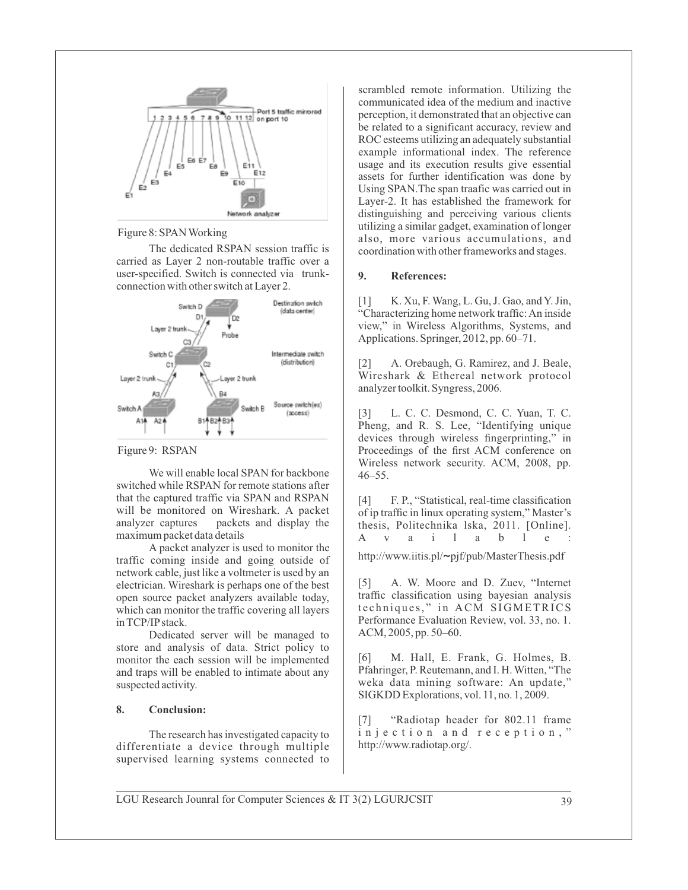Figure 8: SPAN Working

The dedicated RSPAN session traffic is carried as Layer 2 non-routable traffic over a user-specified. Switch is connected via trunk-connection with other switch at Layer 2.

Figure 9: RSPAN

We will enable local SPAN for backbone switched while RSPAN for remote stations after that the captured traffic via SPAN and RSPAN will be monitored on Wireshark. A packet analyzer captures packets and display the maximum packet data details

A packet analyzer is used to monitor the traffic coming inside and going outside of network cable, just like a voltmeter is used by an electrician. Wireshark is perhaps one of the best open source packet analyzers available today, which can monitor the traffic covering all layers in TCP/IP stack.

Dedicated server will be managed to store and analysis of data. Strict policy to monitor the each session will be implemented and traps will be enabled to intimate about any suspected activity.

## 8. Conclusion:

The research has investigated capacity to differentiate a device through multiple supervised learning systems connected to scrambled remote information. Utilizing the communicated idea of the medium and inactive perception, it demonstrated that an objective can be related to a significant accuracy, review and ROC esteems utilizing an adequately substantial example informational index. The reference usage and its execution results give essential assets for further identification was done by Using SPAN.The span traafic was carried out in Layer-2. It has established the framework for distinguishing and perceiving various clients utilizing a similar gadget, examination of longer also, more various accumulations, and coordination with other frameworks and stages.

## 9. References:

[1] K. Xu, F. Wang, L. Gu, J. Gao, and Y. Jin, "Characterizing home network traffic: An inside view," in Wireless Algorithms, Systems, and Applications. Springer, 2012, pp. 60–71.

[2] A. Orebaugh, G. Ramirez, and J. Beale, Wireshark & Ethereal network protocol analyzer toolkit. Syngress, 2006.

[3] L. C. C. Desmond, C. C. Yuan, T. C. Pheng, and R. S. Lee, "Identifying unique devices through wireless fingerprinting," in Proceedings of the first ACM conference on Wireless network security. ACM, 2008, pp. 46–55.

[4] F. P., "Statistical, real-time classification of ip traffic in linux operating system," Master's thesis, Politechnika lska, 2011. [Online]. Available: http://www.iitis.pl/~pjf/pub/MasterThesis.pdf

[5] A. W. Moore and D. Zuev, "Internet traffic classification using bayesian analysis techniques," in ACM SIGMETRICS Performance Evaluation Review, vol. 33, no. 1. ACM, 2005, pp. 50–60.

[6] M. Hall, E. Frank, G. Holmes, B. Pfahringer, P. Reutemann, and I. H. Witten, "The weka data mining software: An update," SIGKDD Explorations, vol. 11, no. 1, 2009.

[7] "Radiotap header for 802.11 frame injection and reception," http://www.radiotap.org/.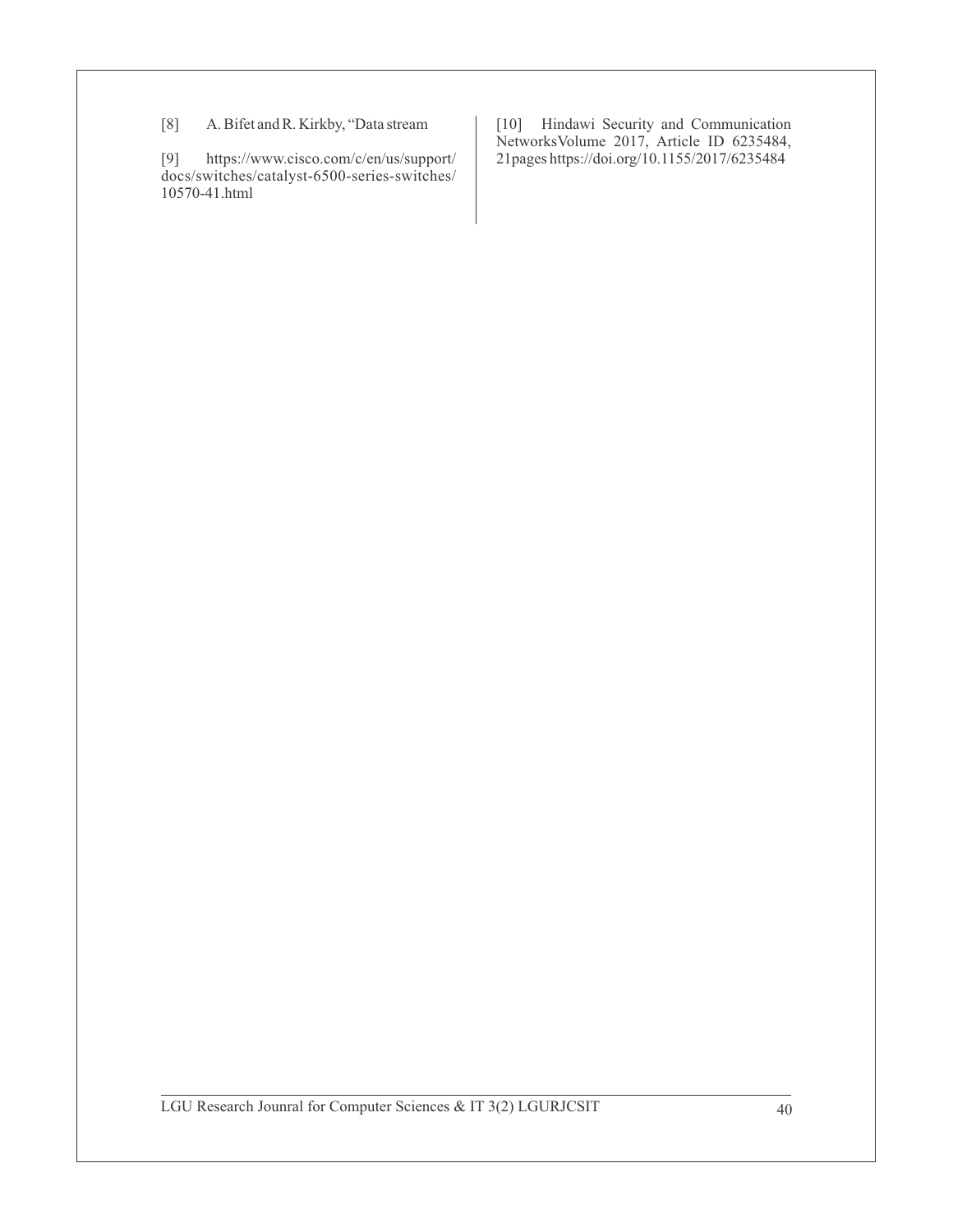[8] A. Bifet and R. Kirkby, "Data stream

[9] https://www.cisco.com/c/en/us/support/docs/switches/catalyst-6500-series-switches/10570-41.html

[10] Hindawi Security and Communication NetworksVolume 2017, Article ID 6235484, 21pages https://doi.org/10.1155/2017/6235484